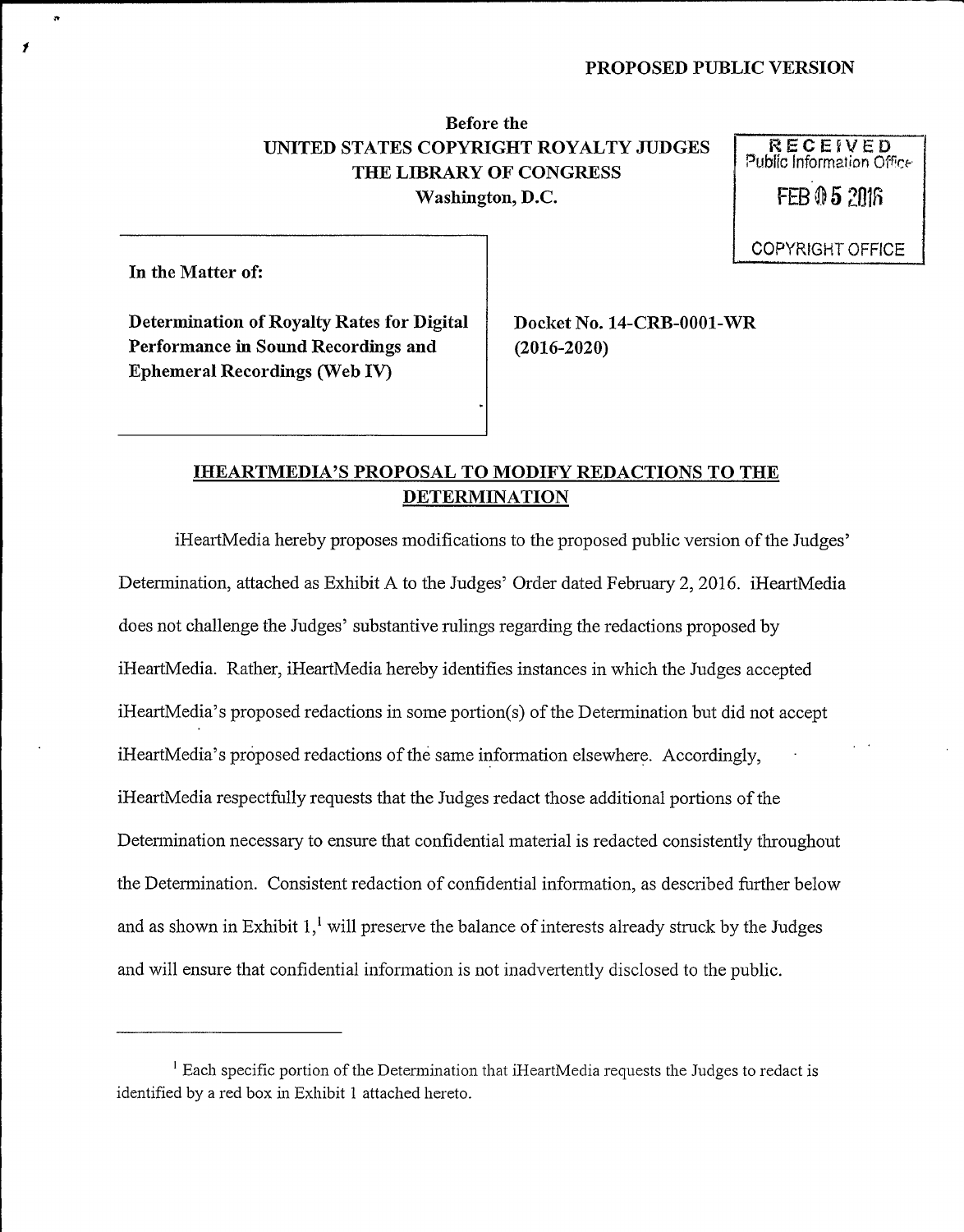**PROPOSED PUBLIC VERSION**

**Before the**
**UNITED STATES COPYRIGHT ROYALTY JUDGES**
**THE LIBRARY OF CONGRESS**
**Washington, D.C.**

RECEIVED
Public Information Office
FEB 05 2016
COPYRIGHT OFFICE

| In the Matter of: | |
|---|---|
| **Determination of Royalty Rates for Digital Performance in Sound Recordings and Ephemeral Recordings (Web IV)** | **Docket No. 14-CRB-0001-WR (2016-2020)** |

## IHEARTMEDIA'S PROPOSAL TO MODIFY REDACTIONS TO THE DETERMINATION

iHeartMedia hereby proposes modifications to the proposed public version of the Judges' Determination, attached as Exhibit A to the Judges' Order dated February 2, 2016. iHeartMedia does not challenge the Judges' substantive rulings regarding the redactions proposed by iHeartMedia. Rather, iHeartMedia hereby identifies instances in which the Judges accepted iHeartMedia's proposed redactions in some portion(s) of the Determination but did not accept iHeartMedia's proposed redactions of the same information elsewhere. Accordingly, iHeartMedia respectfully requests that the Judges redact those additional portions of the Determination necessary to ensure that confidential material is redacted consistently throughout the Determination. Consistent redaction of confidential information, as described further below and as shown in Exhibit 1,[1] will preserve the balance of interests already struck by the Judges and will ensure that confidential information is not inadvertently disclosed to the public.

---

[1] Each specific portion of the Determination that iHeartMedia requests the Judges to redact is identified by a red box in Exhibit 1 attached hereto.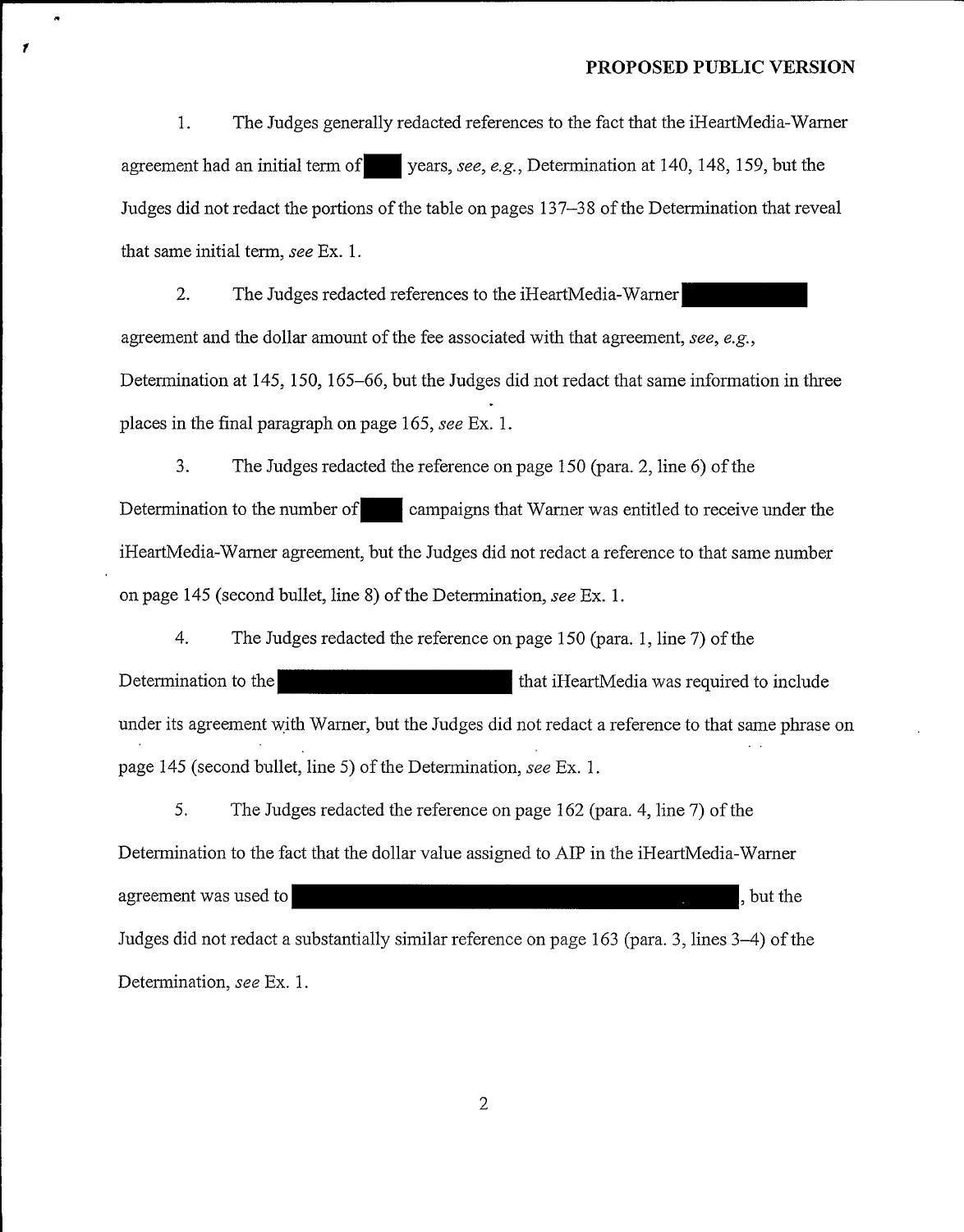**PROPOSED PUBLIC VERSION**

1. The Judges generally redacted references to the fact that the iHeartMedia-Warner agreement had an initial term of ██ years, *see*, *e.g.*, Determination at 140, 148, 159, but the Judges did not redact the portions of the table on pages 137–38 of the Determination that reveal that same initial term, *see* Ex. 1.

2. The Judges redacted references to the iHeartMedia-Warner ██████████ agreement and the dollar amount of the fee associated with that agreement, *see*, *e.g.*, Determination at 145, 150, 165–66, but the Judges did not redact that same information in three places in the final paragraph on page 165, *see* Ex. 1.

3. The Judges redacted the reference on page 150 (para. 2, line 6) of the Determination to the number of ██ campaigns that Warner was entitled to receive under the iHeartMedia-Warner agreement, but the Judges did not redact a reference to that same number on page 145 (second bullet, line 8) of the Determination, *see* Ex. 1.

4. The Judges redacted the reference on page 150 (para. 1, line 7) of the Determination to the ██████████████████ that iHeartMedia was required to include under its agreement with Warner, but the Judges did not redact a reference to that same phrase on page 145 (second bullet, line 5) of the Determination, *see* Ex. 1.

5. The Judges redacted the reference on page 162 (para. 4, line 7) of the Determination to the fact that the dollar value assigned to AIP in the iHeartMedia-Warner agreement was used to ████████████████████████████████████, but the Judges did not redact a substantially similar reference on page 163 (para. 3, lines 3–4) of the Determination, *see* Ex. 1.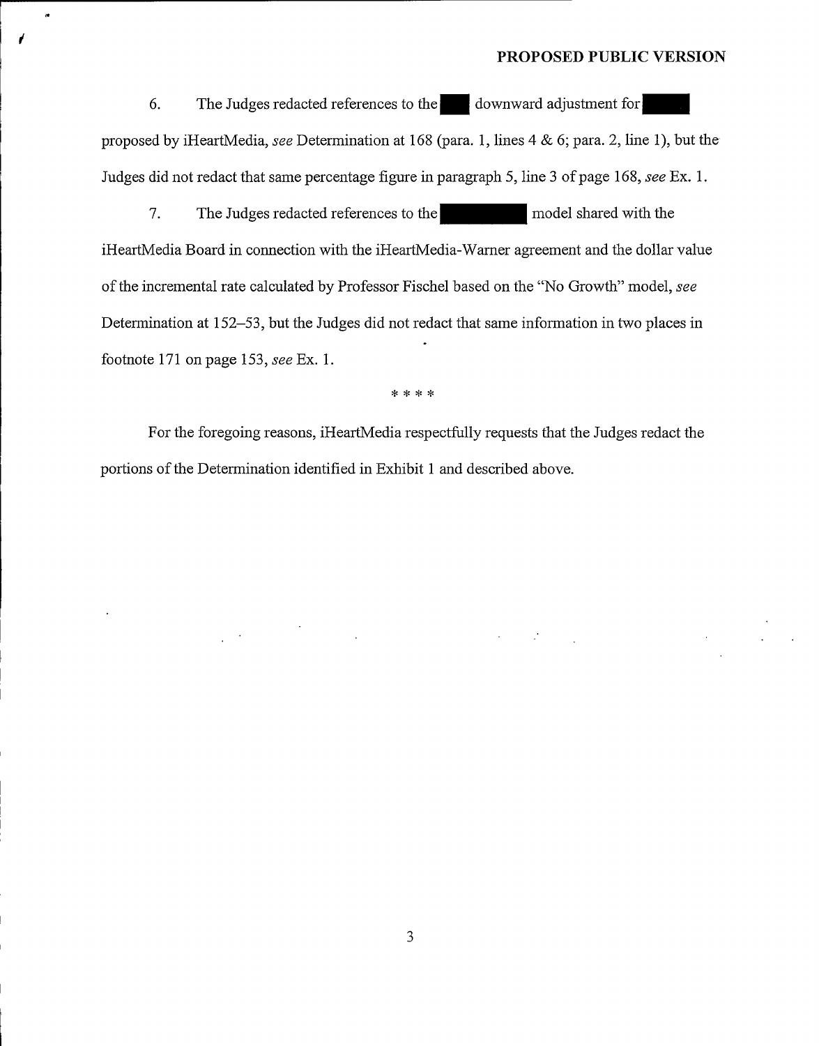**PROPOSED PUBLIC VERSION**

6. The Judges redacted references to the ████ downward adjustment for ██████ proposed by iHeartMedia, *see* Determination at 168 (para. 1, lines 4 & 6; para. 2, line 1), but the Judges did not redact that same percentage figure in paragraph 5, line 3 of page 168, *see* Ex. 1.

7. The Judges redacted references to the ██████████ model shared with the iHeartMedia Board in connection with the iHeartMedia-Warner agreement and the dollar value of the incremental rate calculated by Professor Fischel based on the "No Growth" model, *see* Determination at 152–53, but the Judges did not redact that same information in two places in footnote 171 on page 153, *see* Ex. 1.

\* \* \* \*

For the foregoing reasons, iHeartMedia respectfully requests that the Judges redact the portions of the Determination identified in Exhibit 1 and described above.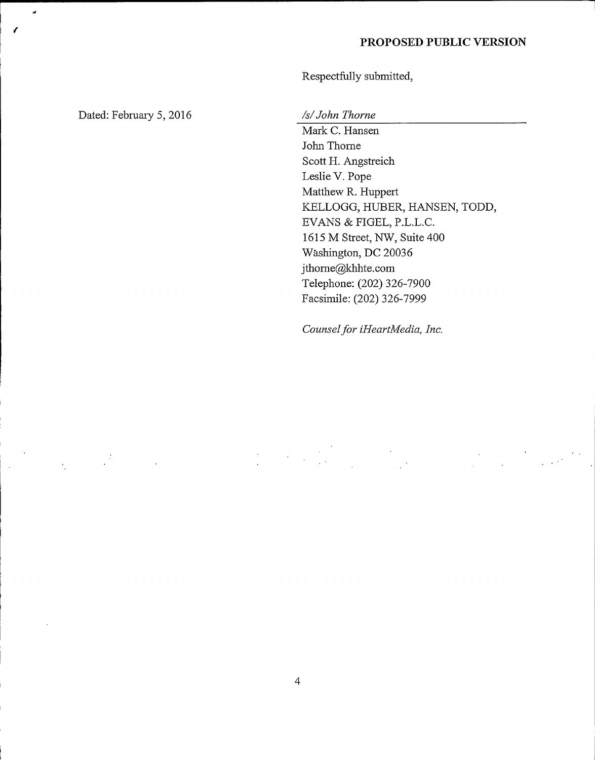**PROPOSED PUBLIC VERSION**

Respectfully submitted,

Dated: February 5, 2016

*/s/ John Thorne*

Mark C. Hansen
John Thorne
Scott H. Angstreich
Leslie V. Pope
Matthew R. Huppert
KELLOGG, HUBER, HANSEN, TODD, EVANS & FIGEL, P.L.L.C.
1615 M Street, NW, Suite 400
Washington, DC 20036
jthorne@khhte.com
Telephone: (202) 326-7900
Facsimile: (202) 326-7999

*Counsel for iHeartMedia, Inc.*